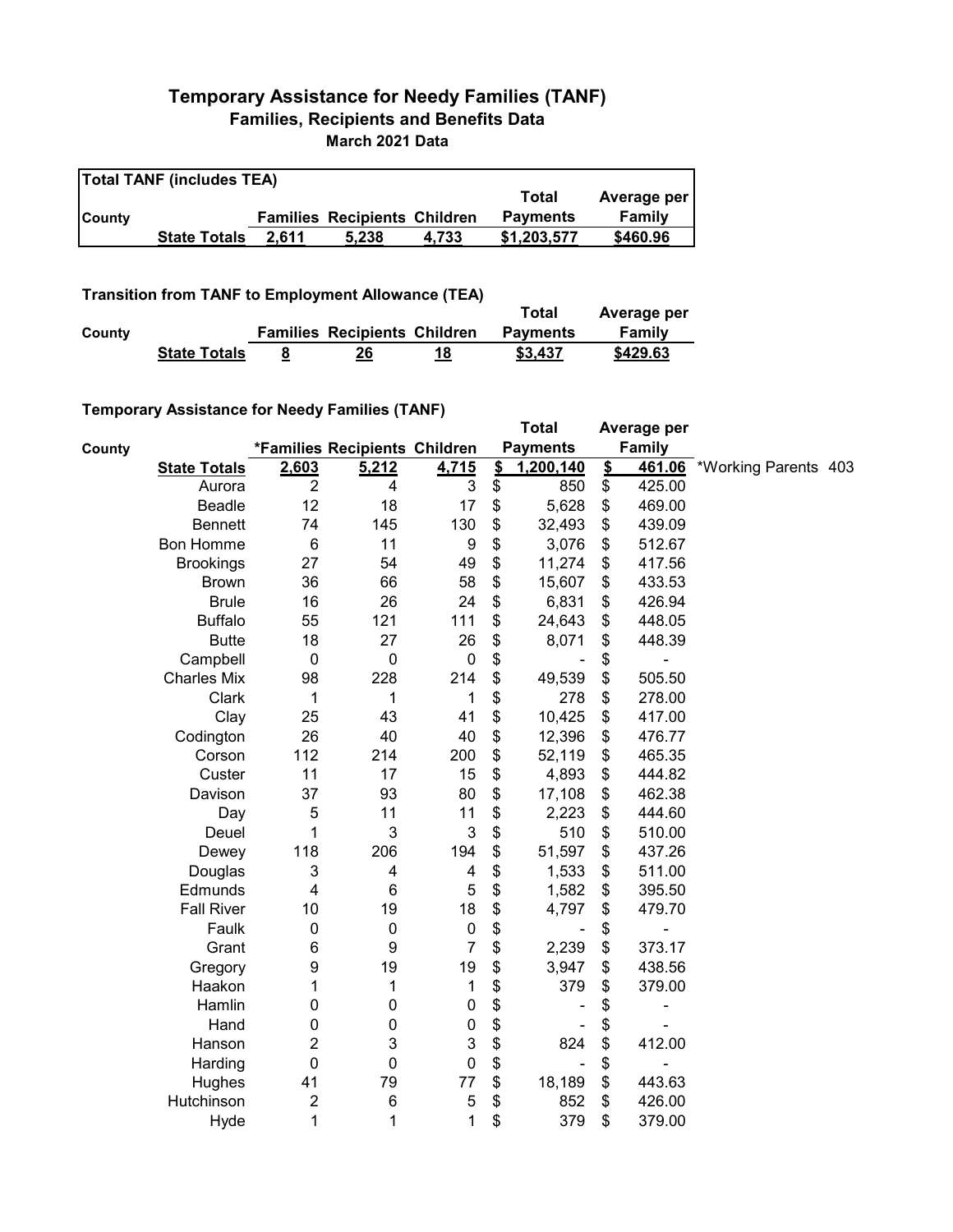# Temporary Assistance for Needy Families (TANF)

## Families, Recipients and Benefits Data

### March 2021 Data

**Total TANF (includes TEA)**

| County | | Families | Recipients | Children | Total Payments | Average per Family |
|---|---|---|---|---|---|---|
| | **State Totals** | **2,611** | **5,238** | **4,733** | **$1,203,577** | **$460.96** |

**Transition from TANF to Employment Allowance (TEA)**

| County | | Families | Recipients | Children | Total Payments | Average per Family |
|---|---|---|---|---|---|---|
| | **State Totals** | **8** | **26** | **18** | **$3,437** | **$429.63** |

**Temporary Assistance for Needy Families (TANF)**

| County | | *Families | Recipients | Children | Total Payments | Average per Family | |
|---|---|---|---|---|---|---|---|
| | **State Totals** | **2,603** | **5,212** | **4,715** | **$ 1,200,140** | **$ 461.06** | *Working Parents 403 |
| | Aurora | 2 | 4 | 3 | $ 850 | $ 425.00 | |
| | Beadle | 12 | 18 | 17 | $ 5,628 | $ 469.00 | |
| | Bennett | 74 | 145 | 130 | $ 32,493 | $ 439.09 | |
| | Bon Homme | 6 | 11 | 9 | $ 3,076 | $ 512.67 | |
| | Brookings | 27 | 54 | 49 | $ 11,274 | $ 417.56 | |
| | Brown | 36 | 66 | 58 | $ 15,607 | $ 433.53 | |
| | Brule | 16 | 26 | 24 | $ 6,831 | $ 426.94 | |
| | Buffalo | 55 | 121 | 111 | $ 24,643 | $ 448.05 | |
| | Butte | 18 | 27 | 26 | $ 8,071 | $ 448.39 | |
| | Campbell | 0 | 0 | 0 | $ - | $ - | |
| | Charles Mix | 98 | 228 | 214 | $ 49,539 | $ 505.50 | |
| | Clark | 1 | 1 | 1 | $ 278 | $ 278.00 | |
| | Clay | 25 | 43 | 41 | $ 10,425 | $ 417.00 | |
| | Codington | 26 | 40 | 40 | $ 12,396 | $ 476.77 | |
| | Corson | 112 | 214 | 200 | $ 52,119 | $ 465.35 | |
| | Custer | 11 | 17 | 15 | $ 4,893 | $ 444.82 | |
| | Davison | 37 | 93 | 80 | $ 17,108 | $ 462.38 | |
| | Day | 5 | 11 | 11 | $ 2,223 | $ 444.60 | |
| | Deuel | 1 | 3 | 3 | $ 510 | $ 510.00 | |
| | Dewey | 118 | 206 | 194 | $ 51,597 | $ 437.26 | |
| | Douglas | 3 | 4 | 4 | $ 1,533 | $ 511.00 | |
| | Edmunds | 4 | 6 | 5 | $ 1,582 | $ 395.50 | |
| | Fall River | 10 | 19 | 18 | $ 4,797 | $ 479.70 | |
| | Faulk | 0 | 0 | 0 | $ - | $ - | |
| | Grant | 6 | 9 | 7 | $ 2,239 | $ 373.17 | |
| | Gregory | 9 | 19 | 19 | $ 3,947 | $ 438.56 | |
| | Haakon | 1 | 1 | 1 | $ 379 | $ 379.00 | |
| | Hamlin | 0 | 0 | 0 | $ - | $ - | |
| | Hand | 0 | 0 | 0 | $ - | $ - | |
| | Hanson | 2 | 3 | 3 | $ 824 | $ 412.00 | |
| | Harding | 0 | 0 | 0 | $ - | $ - | |
| | Hughes | 41 | 79 | 77 | $ 18,189 | $ 443.63 | |
| | Hutchinson | 2 | 6 | 5 | $ 852 | $ 426.00 | |
| | Hyde | 1 | 1 | 1 | $ 379 | $ 379.00 | |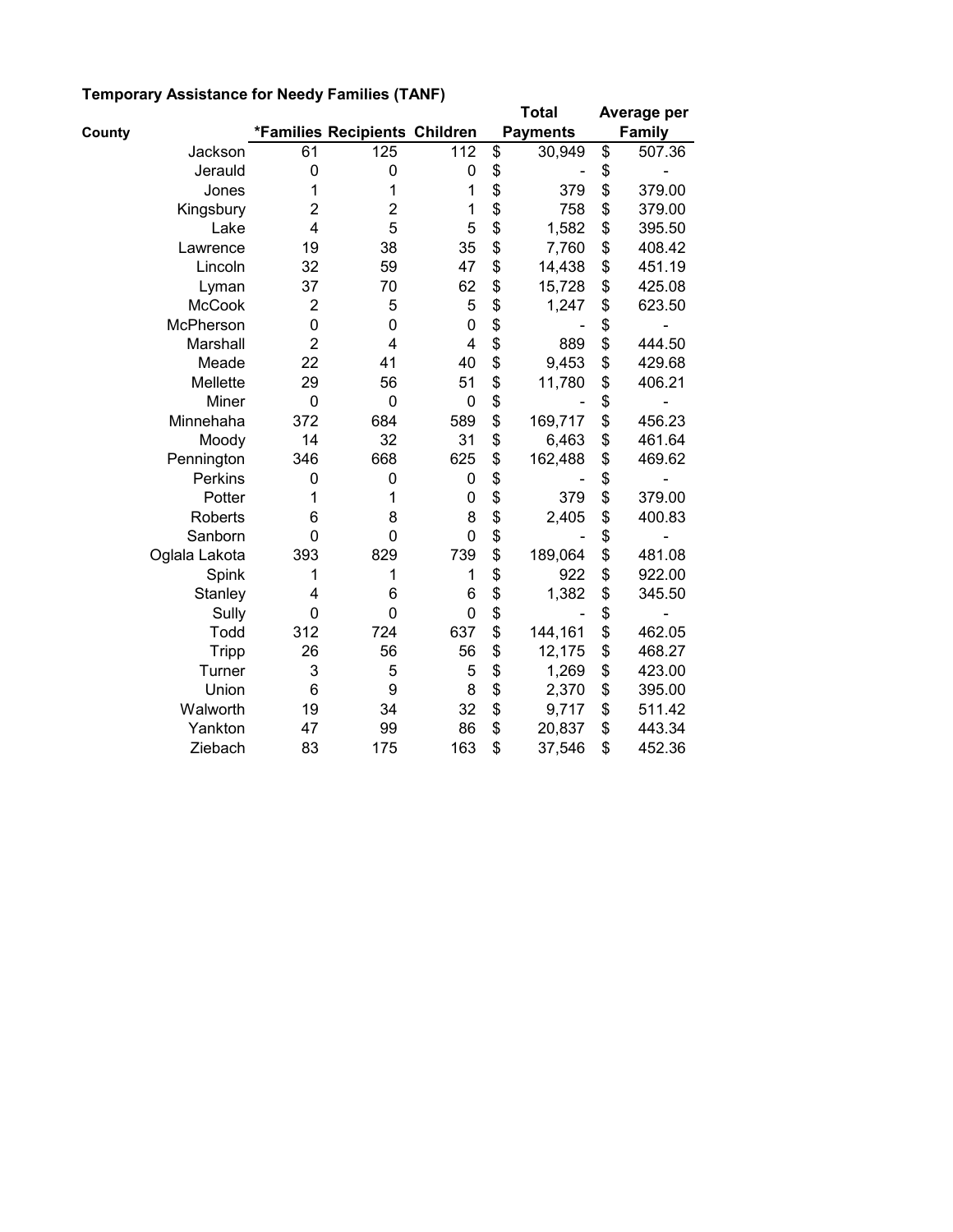**Temporary Assistance for Needy Families (TANF)**

| County | *Families | Recipients | Children | Total Payments | Average per Family |
|---|---|---|---|---|---|
| Jackson | 61 | 125 | 112 | $ 30,949 | $ 507.36 |
| Jerauld | 0 | 0 | 0 | $ - | $ - |
| Jones | 1 | 1 | 1 | $ 379 | $ 379.00 |
| Kingsbury | 2 | 2 | 1 | $ 758 | $ 379.00 |
| Lake | 4 | 5 | 5 | $ 1,582 | $ 395.50 |
| Lawrence | 19 | 38 | 35 | $ 7,760 | $ 408.42 |
| Lincoln | 32 | 59 | 47 | $ 14,438 | $ 451.19 |
| Lyman | 37 | 70 | 62 | $ 15,728 | $ 425.08 |
| McCook | 2 | 5 | 5 | $ 1,247 | $ 623.50 |
| McPherson | 0 | 0 | 0 | $ - | $ - |
| Marshall | 2 | 4 | 4 | $ 889 | $ 444.50 |
| Meade | 22 | 41 | 40 | $ 9,453 | $ 429.68 |
| Mellette | 29 | 56 | 51 | $ 11,780 | $ 406.21 |
| Miner | 0 | 0 | 0 | $ - | $ - |
| Minnehaha | 372 | 684 | 589 | $ 169,717 | $ 456.23 |
| Moody | 14 | 32 | 31 | $ 6,463 | $ 461.64 |
| Pennington | 346 | 668 | 625 | $ 162,488 | $ 469.62 |
| Perkins | 0 | 0 | 0 | $ - | $ - |
| Potter | 1 | 1 | 0 | $ 379 | $ 379.00 |
| Roberts | 6 | 8 | 8 | $ 2,405 | $ 400.83 |
| Sanborn | 0 | 0 | 0 | $ - | $ - |
| Oglala Lakota | 393 | 829 | 739 | $ 189,064 | $ 481.08 |
| Spink | 1 | 1 | 1 | $ 922 | $ 922.00 |
| Stanley | 4 | 6 | 6 | $ 1,382 | $ 345.50 |
| Sully | 0 | 0 | 0 | $ - | $ - |
| Todd | 312 | 724 | 637 | $ 144,161 | $ 462.05 |
| Tripp | 26 | 56 | 56 | $ 12,175 | $ 468.27 |
| Turner | 3 | 5 | 5 | $ 1,269 | $ 423.00 |
| Union | 6 | 9 | 8 | $ 2,370 | $ 395.00 |
| Walworth | 19 | 34 | 32 | $ 9,717 | $ 511.42 |
| Yankton | 47 | 99 | 86 | $ 20,837 | $ 443.34 |
| Ziebach | 83 | 175 | 163 | $ 37,546 | $ 452.36 |